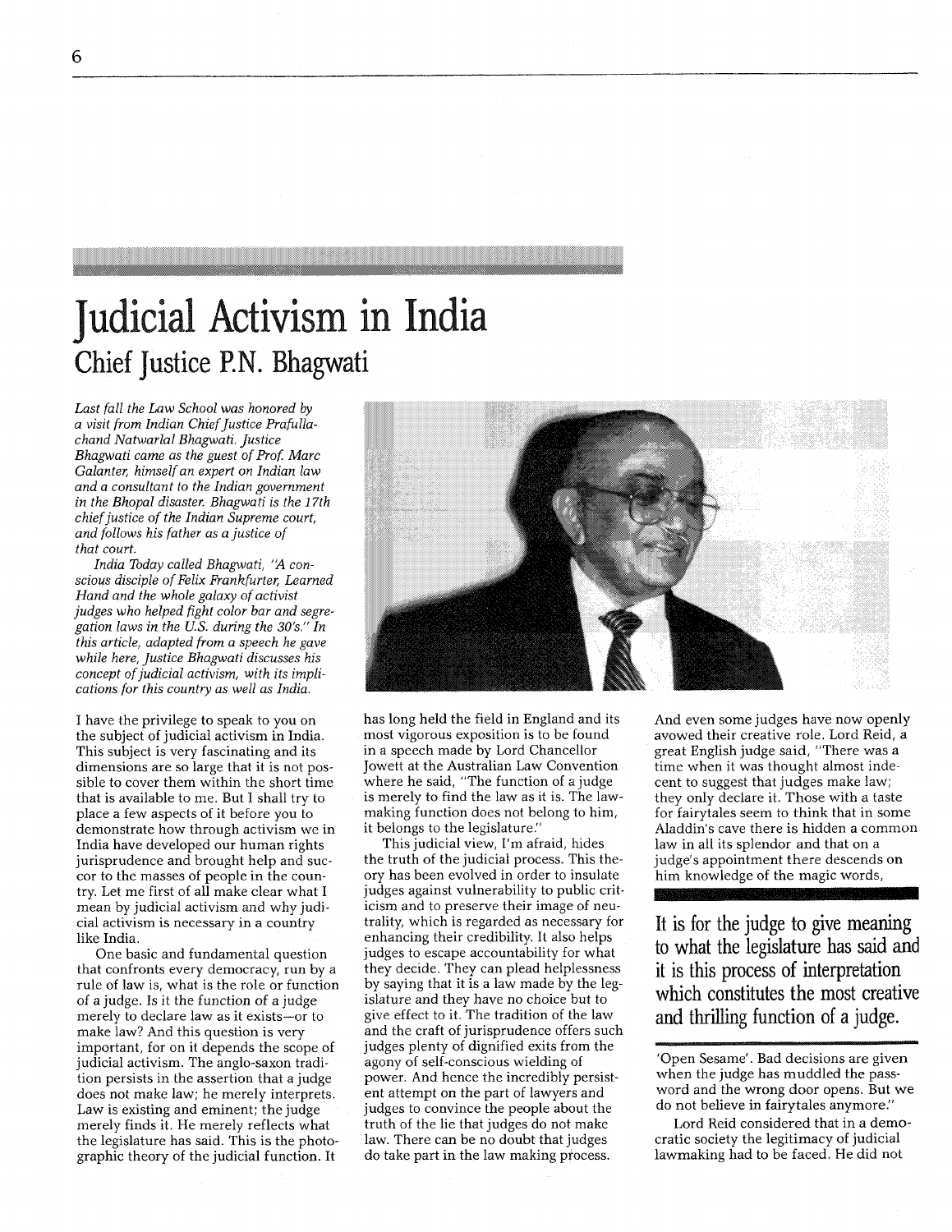# Judicial Activism in India

## Chief Justice P.N. Bhagwati

*Last fall the Law School was honored by a visit from Indian Chief Justice Prafullachand Natwarlal Bhagwati. Justice Bhagwati came as the guest of Prof. Marc Galanter, himself an expert on Indian law and a consultant to the Indian government in the Bhopal disaster. Bhagwati is the 17th chief justice of the Indian Supreme court, and follows his father as a justice of that court.*

*India Today called Bhagwati, "A conscious disciple of Felix Frankfurter, Learned Hand and the whole galaxy of activist judges who helped fight color bar and segregation laws in the U.S. during the 30's." In this article, adapted from a speech he gave while here, Justice Bhagwati discusses his concept of judicial activism, with its implications for this country as well as India.*

I have the privilege to speak to you on the subject of judicial activism in India. This subject is very fascinating and its dimensions are so large that it is not possible to cover them within the short time that is available to me. But I shall try to place a few aspects of it before you to demonstrate how through activism we in India have developed our human rights jurisprudence and brought help and succor to the masses of people in the country. Let me first of all make clear what I mean by judicial activism and why judicial activism is necessary in a country like India.

One basic and fundamental question that confronts every democracy, run by a rule of law is, what is the role or function of a judge. Is it the function of a judge merely to declare law as it exists—or to make law? And this question is very important, for on it depends the scope of judicial activism. The anglo-saxon tradition persists in the assertion that a judge does not make law; he merely interprets. Law is existing and eminent; the judge merely finds it. He merely reflects what the legislature has said. This is the photographic theory of the judicial function. It has long held the field in England and its most vigorous exposition is to be found in a speech made by Lord Chancellor Jowett at the Australian Law Convention where he said, "The function of a judge is merely to find the law as it is. The law-making function does not belong to him, it belongs to the legislature."

This judicial view, I'm afraid, hides the truth of the judicial process. This theory has been evolved in order to insulate judges against vulnerability to public criticism and to preserve their image of neutrality, which is regarded as necessary for enhancing their credibility. It also helps judges to escape accountability for what they decide. They can plead helplessness by saying that it is a law made by the legislature and they have no choice but to give effect to it. The tradition of the law and the craft of jurisprudence offers such judges plenty of dignified exits from the agony of self-conscious wielding of power. And hence the incredibly persistent attempt on the part of lawyers and judges to convince the people about the truth of the lie that judges do not make law. There can be no doubt that judges do take part in the law making process. And even some judges have now openly avowed their creative role. Lord Reid, a great English judge said, "There was a time when it was thought almost indecent to suggest that judges make law; they only declare it. Those with a taste for fairytales seem to think that in some Aladdin's cave there is hidden a common law in all its splendor and that on a judge's appointment there descends on him knowledge of the magic words, 'Open Sesame'. Bad decisions are given when the judge has muddled the password and the wrong door opens. But we do not believe in fairytales anymore."

**It is for the judge to give meaning to what the legislature has said and it is this process of interpretation which constitutes the most creative and thrilling function of a judge.**

Lord Reid considered that in a democratic society the legitimacy of judicial lawmaking had to be faced. He did not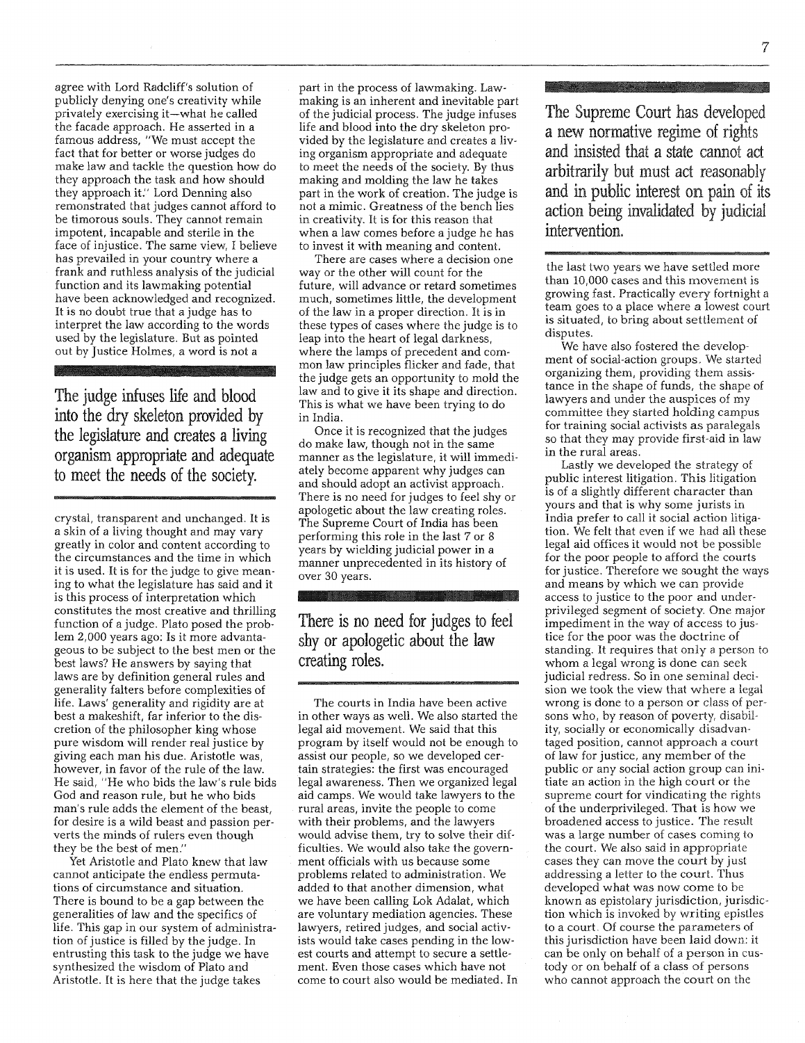agree with Lord Radcliff's solution of publicly denying one's creativity while privately exercising it—what he called the facade approach. He asserted in a famous address, "We must accept the fact that for better or worse judges do make law and tackle the question how do they approach the task and how should they approach it." Lord Denning also remonstrated that judges cannot afford to be timorous souls. They cannot remain impotent, incapable and sterile in the face of injustice. The same view, I believe has prevailed in your country where a frank and ruthless analysis of the judicial function and its lawmaking potential have been acknowledged and recognized. It is no doubt true that a judge has to interpret the law according to the words used by the legislature. But as pointed out by Justice Holmes, a word is not a crystal, transparent and unchanged. It is a skin of a living thought and may vary greatly in color and content according to the circumstances and the time in which it is used. It is for the judge to give meaning to what the legislature has said and it is this process of interpretation which constitutes the most creative and thrilling function of a judge. Plato posed the problem 2,000 years ago: Is it more advantageous to be subject to the best men or the best laws? He answers by saying that laws are by definition general rules and generality falters before complexities of life. Laws' generality and rigidity are at best a makeshift, far inferior to the discretion of the philosopher king whose pure wisdom will render real justice by giving each man his due. Aristotle was, however, in favor of the rule of the law. He said, "He who bids the law's rule bids God and reason rule, but he who bids man's rule adds the element of the beast, for desire is a wild beast and passion perverts the minds of rulers even though they be the best of men."

> **The judge infuses life and blood into the dry skeleton provided by the legislature and creates a living organism appropriate and adequate to meet the needs of the society.**

Yet Aristotle and Plato knew that law cannot anticipate the endless permutations of circumstance and situation. There is bound to be a gap between the generalities of law and the specifics of life. This gap in our system of administration of justice is filled by the judge. In entrusting this task to the judge we have synthesized the wisdom of Plato and Aristotle. It is here that the judge takes part in the process of lawmaking. Lawmaking is an inherent and inevitable part of the judicial process. The judge infuses life and blood into the dry skeleton provided by the legislature and creates a living organism appropriate and adequate to meet the needs of the society. By thus making and molding the law he takes part in the work of creation. The judge is not a mimic. Greatness of the bench lies in creativity. It is for this reason that when a law comes before a judge he has to invest it with meaning and content.

There are cases where a decision one way or the other will count for the future, will advance or retard sometimes much, sometimes little, the development of the law in a proper direction. It is in these types of cases where the judge is to leap into the heart of legal darkness, where the lamps of precedent and common law principles flicker and fade, that the judge gets an opportunity to mold the law and to give it its shape and direction. This is what we have been trying to do in India.

Once it is recognized that the judges do make law, though not in the same manner as the legislature, it will immediately become apparent why judges can and should adopt an activist approach. There is no need for judges to feel shy or apologetic about the law creating roles. The Supreme Court of India has been performing this role in the last 7 or 8 years by wielding judicial power in a manner unprecedented in its history of over 30 years.

> **There is no need for judges to feel shy or apologetic about the law creating roles.**

The courts in India have been active in other ways as well. We also started the legal aid movement. We said that this program by itself would not be enough to assist our people, so we developed certain strategies: the first was encouraged legal awareness. Then we organized legal aid camps. We would take lawyers to the rural areas, invite the people to come with their problems, and the lawyers would advise them, try to solve their difficulties. We would also take the government officials with us because some problems related to administration. We added to that another dimension, what we have been calling Lok Adalat, which are voluntary mediation agencies. These lawyers, retired judges, and social activists would take cases pending in the lowest courts and attempt to secure a settlement. Even those cases which have not come to court also would be mediated. In the last two years we have settled more than 10,000 cases and this movement is growing fast. Practically every fortnight a team goes to a place where a lowest court is situated, to bring about settlement of disputes.

> **The Supreme Court has developed a new normative regime of rights and insisted that a state cannot act arbitrarily but must act reasonably and in public interest on pain of its action being invalidated by judicial intervention.**

We have also fostered the development of social-action groups. We started organizing them, providing them assistance in the shape of funds, the shape of lawyers and under the auspices of my committee they started holding campus for training social activists as paralegals so that they may provide first-aid in law in the rural areas.

Lastly we developed the strategy of public interest litigation. This litigation is of a slightly different character than yours and that is why some jurists in India prefer to call it social action litigation. We felt that even if we had all these legal aid offices it would not be possible for the poor people to afford the courts for justice. Therefore we sought the ways and means by which we can provide access to justice to the poor and underprivileged segment of society. One major impediment in the way of access to justice for the poor was the doctrine of standing. It requires that only a person to whom a legal wrong is done can seek judicial redress. So in one seminal decision we took the view that where a legal wrong is done to a person or class of persons who, by reason of poverty, disability, socially or economically disadvantaged position, cannot approach a court of law for justice, any member of the public or any social action group can initiate an action in the high court or the supreme court for vindicating the rights of the underprivileged. That is how we broadened access to justice. The result was a large number of cases coming to the court. We also said in appropriate cases they can move the court by just addressing a letter to the court. Thus developed what was now come to be known as epistolary jurisdiction, jurisdiction which is invoked by writing epistles to a court. Of course the parameters of this jurisdiction have been laid down: it can be only on behalf of a person in custody or on behalf of a class of persons who cannot approach the court on the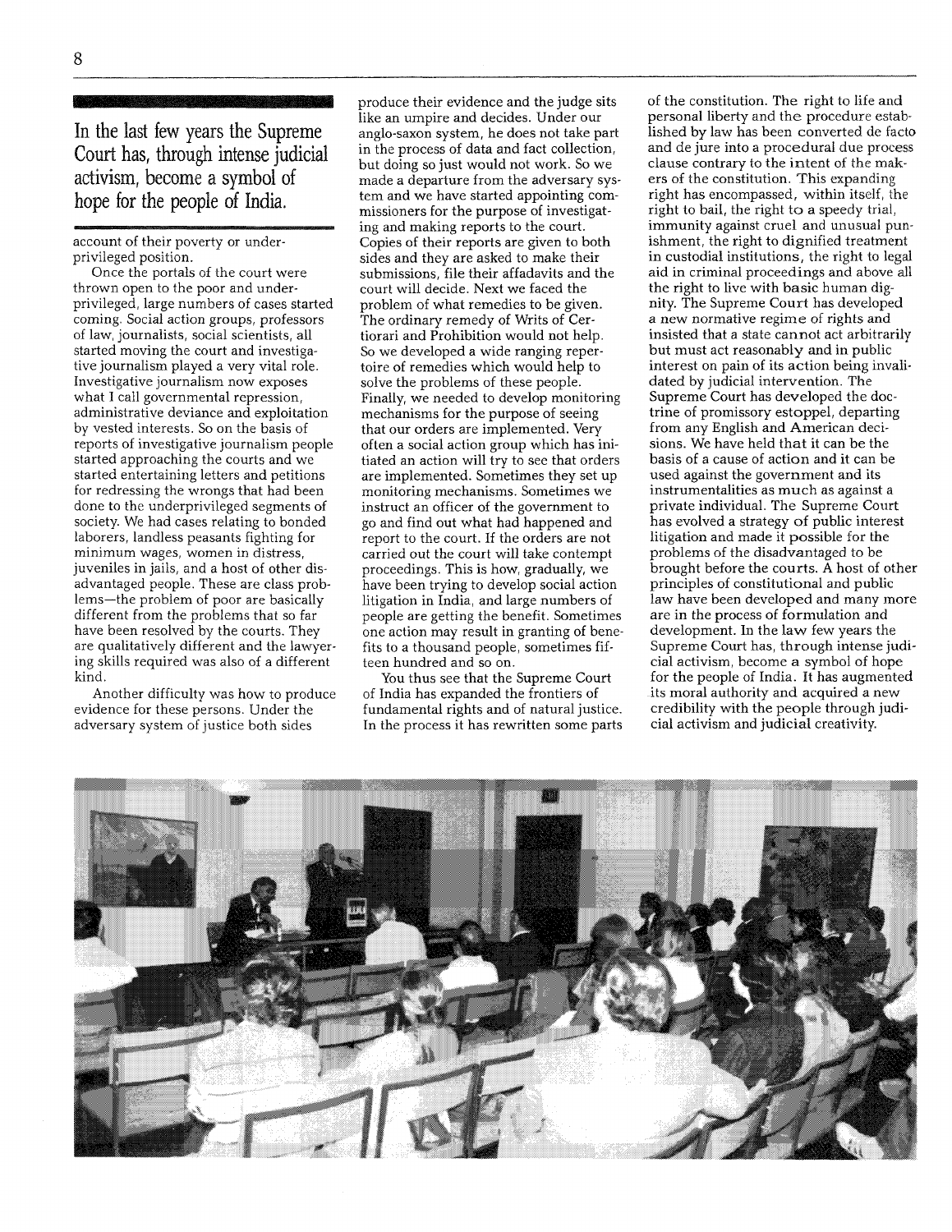> **In the last few years the Supreme Court has, through intense judicial activism, become a symbol of hope for the people of India.**

account of their poverty or underprivileged position.

Once the portals of the court were thrown open to the poor and underprivileged, large numbers of cases started coming. Social action groups, professors of law, journalists, social scientists, all started moving the court and investigative journalism played a very vital role. Investigative journalism now exposes what I call governmental repression, administrative deviance and exploitation by vested interests. So on the basis of reports of investigative journalism people started approaching the courts and we started entertaining letters and petitions for redressing the wrongs that had been done to the underprivileged segments of society. We had cases relating to bonded laborers, landless peasants fighting for minimum wages, women in distress, juveniles in jails, and a host of other disadvantaged people. These are class problems—the problem of poor are basically different from the problems that so far have been resolved by the courts. They are qualitatively different and the lawyering skills required was also of a different kind.

Another difficulty was how to produce evidence for these persons. Under the adversary system of justice both sides produce their evidence and the judge sits like an umpire and decides. Under our anglo-saxon system, he does not take part in the process of data and fact collection, but doing so just would not work. So we made a departure from the adversary system and we have started appointing commissioners for the purpose of investigating and making reports to the court. Copies of their reports are given to both sides and they are asked to make their submissions, file their affadavits and the court will decide. Next we faced the problem of what remedies to be given. The ordinary remedy of Writs of Certiorari and Prohibition would not help. So we developed a wide ranging repertoire of remedies which would help to solve the problems of these people. Finally, we needed to develop monitoring mechanisms for the purpose of seeing that our orders are implemented. Very often a social action group which has initiated an action will try to see that orders are implemented. Sometimes they set up monitoring mechanisms. Sometimes we instruct an officer of the government to go and find out what had happened and report to the court. If the orders are not carried out the court will take contempt proceedings. This is how, gradually, we have been trying to develop social action litigation in India, and large numbers of people are getting the benefit. Sometimes one action may result in granting of benefits to a thousand people, sometimes fifteen hundred and so on.

You thus see that the Supreme Court of India has expanded the frontiers of fundamental rights and of natural justice. In the process it has rewritten some parts of the constitution. The right to life and personal liberty and the procedure established by law has been converted de facto and de jure into a procedural due process clause contrary to the intent of the makers of the constitution. This expanding right has encompassed, within itself, the right to bail, the right to a speedy trial, immunity against cruel and unusual punishment, the right to dignified treatment in custodial institutions, the right to legal aid in criminal proceedings and above all the right to live with basic human dignity. The Supreme Court has developed a new normative regime of rights and insisted that a state cannot act arbitrarily but must act reasonably and in public interest on pain of its action being invalidated by judicial intervention. The Supreme Court has developed the doctrine of promissory estoppel, departing from any English and American decisions. We have held that it can be the basis of a cause of action and it can be used against the government and its instrumentalities as much as against a private individual. The Supreme Court has evolved a strategy of public interest litigation and made it possible for the problems of the disadvantaged to be brought before the courts. A host of other principles of constitutional and public law have been developed and many more are in the process of formulation and development. In the law few years the Supreme Court has, through intense judicial activism, become a symbol of hope for the people of India. It has augmented its moral authority and acquired a new credibility with the people through judicial activism and judicial creativity.